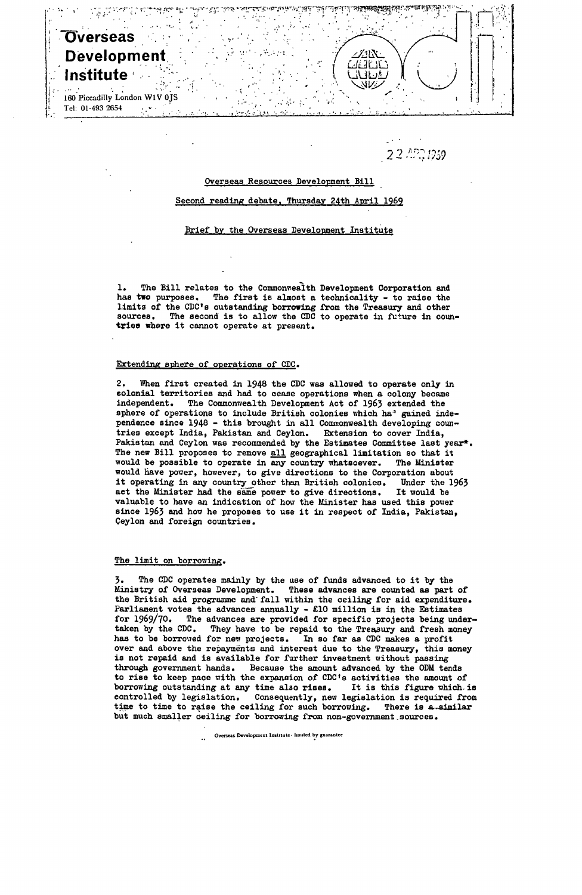**Overseas Development Institute**

160 Piccadilly London W1V 0JS
Tel: 01-493 2654

22 APR 1969

Overseas Resources Development Bill

Second reading debate, Thursday 24th April 1969

Brief by the Overseas Development Institute

1. The Bill relates to the Commonwealth Development Corporation and has two purposes. The first is almost a technicality - to raise the limits of the CDC's outstanding borrowing from the Treasury and other sources. The second is to allow the CDC to operate in future in countries where it cannot operate at present.

## Extending sphere of operations of CDC.

2. When first created in 1948 the CDC was allowed to operate only in colonial territories and had to cease operations when a colony became independent. The Commonwealth Development Act of 1963 extended the sphere of operations to include British colonies which had gained independence since 1948 - this brought in all Commonwealth developing countries except India, Pakistan and Ceylon. Extension to cover India, Pakistan and Ceylon was recommended by the Estimates Committee last year*. The new Bill proposes to remove all geographical limitation so that it would be possible to operate in any country whatsoever. The Minister would have power, however, to give directions to the Corporation about it operating in any country other than British colonies. Under the 1963 act the Minister had the same power to give directions. It would be valuable to have an indication of how the Minister has used this power since 1963 and how he proposes to use it in respect of India, Pakistan, Ceylon and foreign countries.

## The limit on borrowing.

3. The CDC operates mainly by the use of funds advanced to it by the Ministry of Overseas Development. These advances are counted as part of the British aid programme and fall within the ceiling for aid expenditure. Parliament votes the advances annually - £10 million is in the Estimates for 1969/70. The advances are provided for specific projects being undertaken by the CDC. They have to be repaid to the Treasury and fresh money has to be borrowed for new projects. In so far as CDC makes a profit over and above the repayments and interest due to the Treasury, this money is not repaid and is available for further investment without passing through government hands. Because the amount advanced by the ODM tends to rise to keep pace with the expansion of CDC's activities the amount of borrowing outstanding at any time also rises. It is this figure which is controlled by legislation. Consequently, new legislation is required from time to time to raise the ceiling for such borrowing. There is a similar but much smaller ceiling for borrowing from non-government sources.

Overseas Development Institute - limited by guarantee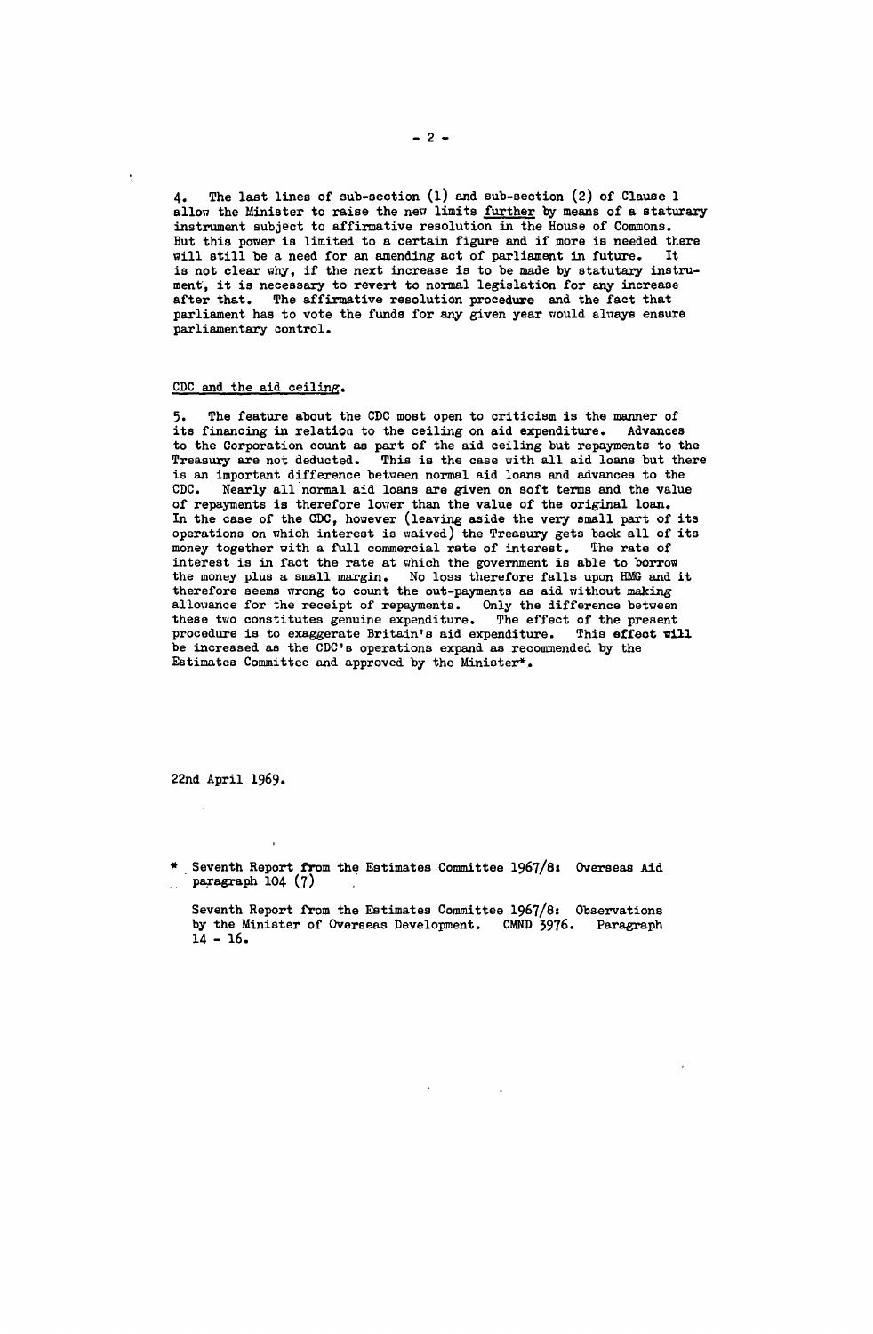4. The last lines of sub-section (1) and sub-section (2) of Clause 1 allow the Minister to raise the new limits <u>further</u> by means of a staturary instrument subject to affirmative resolution in the House of Commons. But this power is limited to a certain figure and if more is needed there will still be a need for an amending act of parliament in future. It is not clear why, if the next increase is to be made by statutory instrument, it is necessary to revert to normal legislation for any increase after that. The affirmative resolution procedure and the fact that parliament has to vote the funds for any given year would always ensure parliamentary control.

<u>CDC and the aid ceiling.</u>

5. The feature about the CDC most open to criticism is the manner of its financing in relation to the ceiling on aid expenditure. Advances to the Corporation count as part of the aid ceiling but repayments to the Treasury are not deducted. This is the case with all aid loans but there is an important difference between normal aid loans and advances to the CDC. Nearly all normal aid loans are given on soft terms and the value of repayments is therefore lower than the value of the original loan. In the case of the CDC, however (leaving aside the very small part of its operations on which interest is waived) the Treasury gets back all of its money together with a full commercial rate of interest. The rate of interest is in fact the rate at which the government is able to borrow the money plus a small margin. No loss therefore falls upon HMG and it therefore seems wrong to count the out-payments as aid without making allowance for the receipt of repayments. Only the difference between these two constitutes genuine expenditure. The effect of the present procedure is to exaggerate Britain's aid expenditure. This effect will be increased as the CDC's operations expand as recommended by the Estimates Committee and approved by the Minister*.

22nd April 1969.

\* Seventh Report from the Estimates Committee 1967/8: Overseas Aid paragraph 104 (7)

Seventh Report from the Estimates Committee 1967/8: Observations by the Minister of Overseas Development. CMND 3976. Paragraph 14 - 16.